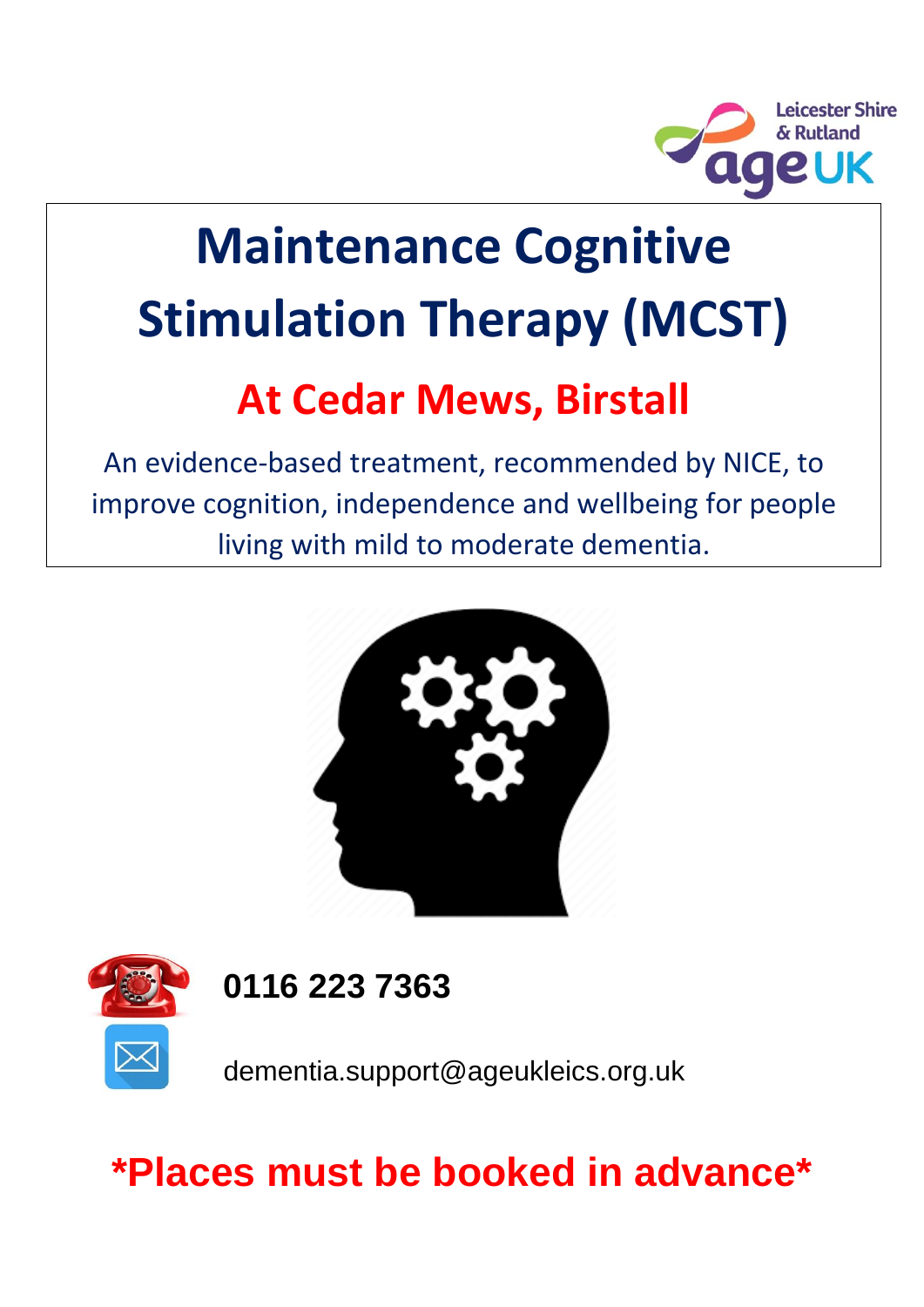Leicester Shire & Rutland ageUK

# Maintenance Cognitive Stimulation Therapy (MCST)

## At Cedar Mews, Birstall

An evidence-based treatment, recommended by NICE, to improve cognition, independence and wellbeing for people living with mild to moderate dementia.

**0116 223 7363**

dementia.support@ageukleics.org.uk

**\*Places must be booked in advance\***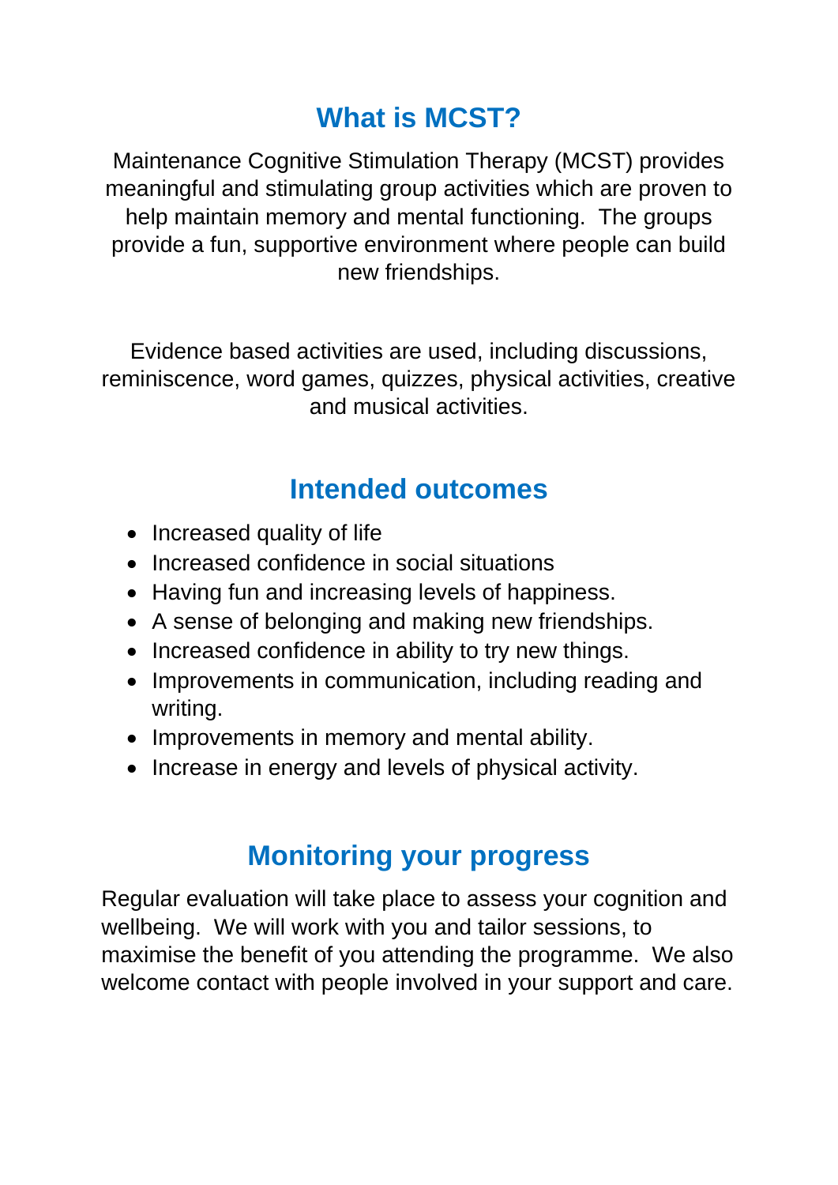## What is MCST?

Maintenance Cognitive Stimulation Therapy (MCST) provides meaningful and stimulating group activities which are proven to help maintain memory and mental functioning. The groups provide a fun, supportive environment where people can build new friendships.

Evidence based activities are used, including discussions, reminiscence, word games, quizzes, physical activities, creative and musical activities.

## Intended outcomes

- Increased quality of life
- Increased confidence in social situations
- Having fun and increasing levels of happiness.
- A sense of belonging and making new friendships.
- Increased confidence in ability to try new things.
- Improvements in communication, including reading and writing.
- Improvements in memory and mental ability.
- Increase in energy and levels of physical activity.

## Monitoring your progress

Regular evaluation will take place to assess your cognition and wellbeing. We will work with you and tailor sessions, to maximise the benefit of you attending the programme. We also welcome contact with people involved in your support and care.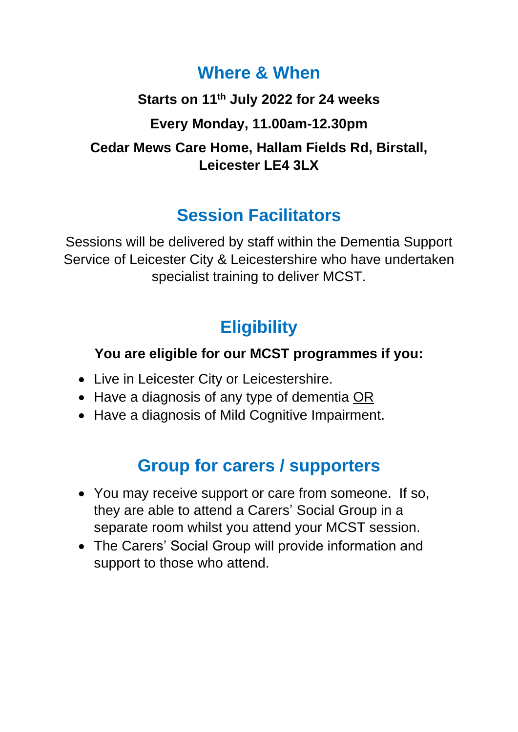## Where & When

**Starts on 11th July 2022 for 24 weeks**

**Every Monday, 11.00am-12.30pm**

**Cedar Mews Care Home, Hallam Fields Rd, Birstall, Leicester LE4 3LX**

## Session Facilitators

Sessions will be delivered by staff within the Dementia Support Service of Leicester City & Leicestershire who have undertaken specialist training to deliver MCST.

## Eligibility

**You are eligible for our MCST programmes if you:**

- Live in Leicester City or Leicestershire.
- Have a diagnosis of any type of dementia OR
- Have a diagnosis of Mild Cognitive Impairment.

## Group for carers / supporters

- You may receive support or care from someone. If so, they are able to attend a Carers' Social Group in a separate room whilst you attend your MCST session.
- The Carers' Social Group will provide information and support to those who attend.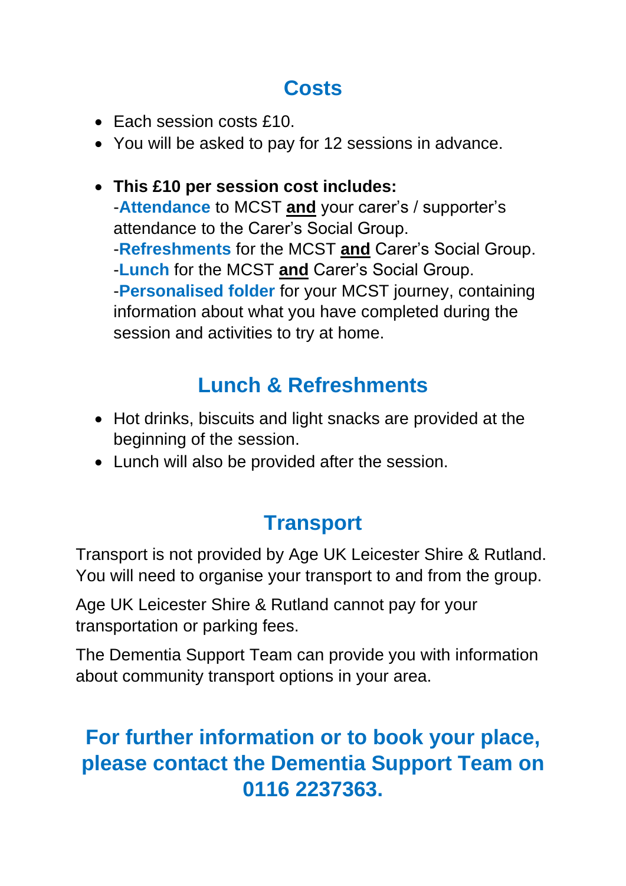## Costs

- Each session costs £10.
- You will be asked to pay for 12 sessions in advance.

- **This £10 per session cost includes:**
  -**Attendance** to MCST **and** your carer's / supporter's attendance to the Carer's Social Group.
  -**Refreshments** for the MCST **and** Carer's Social Group.
  -**Lunch** for the MCST **and** Carer's Social Group.
  -**Personalised folder** for your MCST journey, containing information about what you have completed during the session and activities to try at home.

## Lunch & Refreshments

- Hot drinks, biscuits and light snacks are provided at the beginning of the session.
- Lunch will also be provided after the session.

## Transport

Transport is not provided by Age UK Leicester Shire & Rutland. You will need to organise your transport to and from the group.

Age UK Leicester Shire & Rutland cannot pay for your transportation or parking fees.

The Dementia Support Team can provide you with information about community transport options in your area.

**For further information or to book your place, please contact the Dementia Support Team on 0116 2237363.**